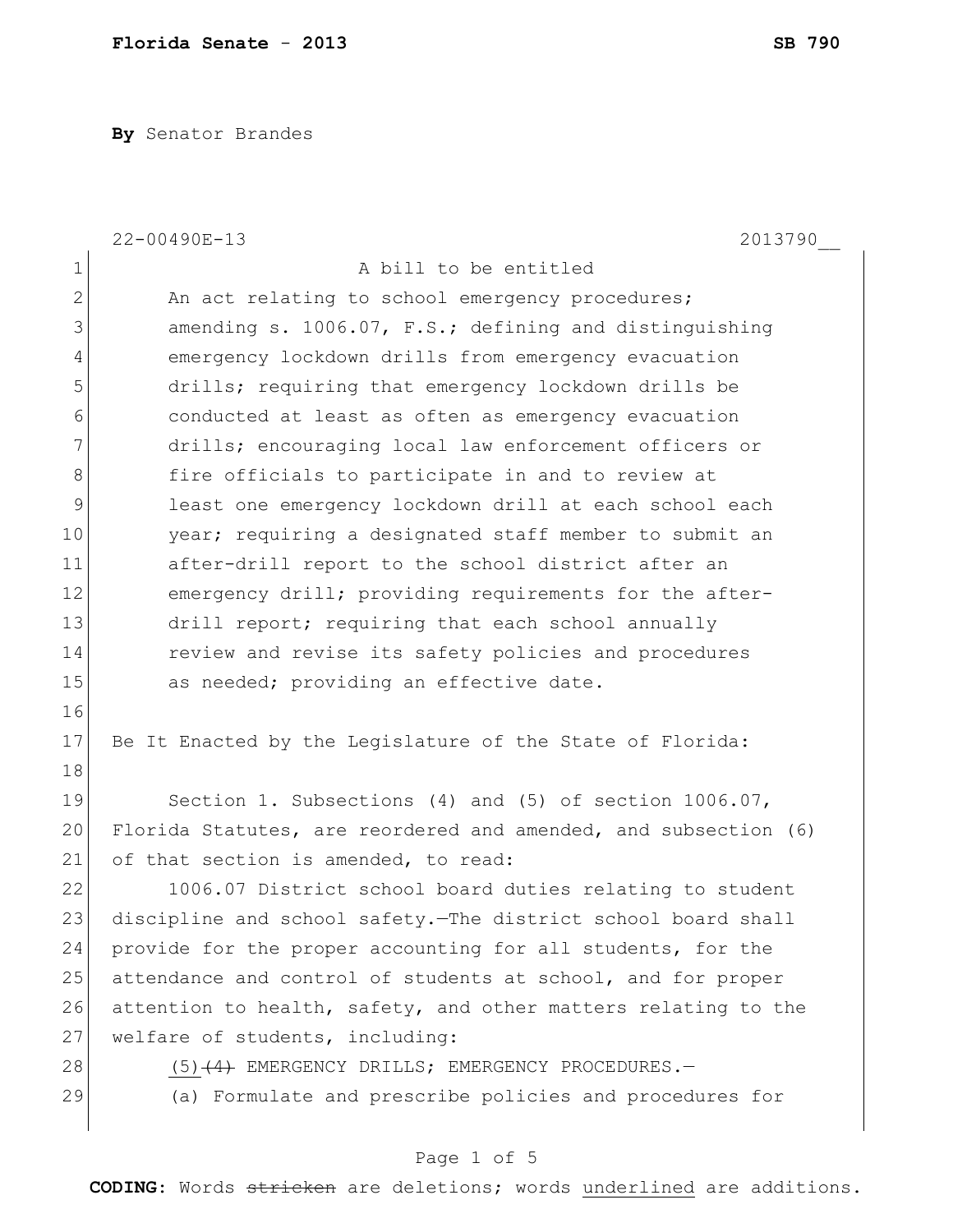**Florida Senate - 2013** **SB 790**

**By** Senator Brandes

22-00490E-13 2013790__

A bill to be entitled

An act relating to school emergency procedures; amending s. 1006.07, F.S.; defining and distinguishing emergency lockdown drills from emergency evacuation drills; requiring that emergency lockdown drills be conducted at least as often as emergency evacuation drills; encouraging local law enforcement officers or fire officials to participate in and to review at least one emergency lockdown drill at each school each year; requiring a designated staff member to submit an after-drill report to the school district after an emergency drill; providing requirements for the after-drill report; requiring that each school annually review and revise its safety policies and procedures as needed; providing an effective date.

Be It Enacted by the Legislature of the State of Florida:

Section 1. Subsections (4) and (5) of section 1006.07, Florida Statutes, are reordered and amended, and subsection (6) of that section is amended, to read:

1006.07 District school board duties relating to student discipline and school safety.—The district school board shall provide for the proper accounting for all students, for the attendance and control of students at school, and for proper attention to health, safety, and other matters relating to the welfare of students, including:

<u>(5)</u>~~(4)~~ EMERGENCY DRILLS; EMERGENCY PROCEDURES.—

(a) Formulate and prescribe policies and procedures for

**CODING:** Words ~~stricken~~ are deletions; words <u>underlined</u> are additions.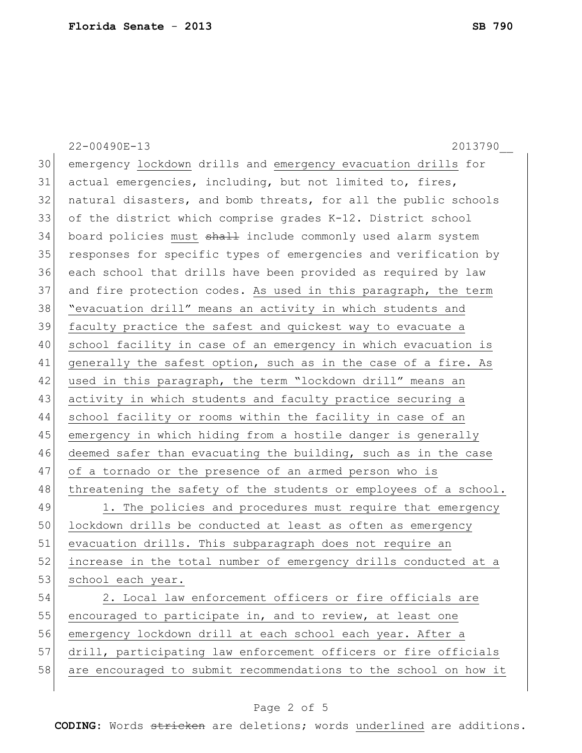22-00490E-13 2013790__

30 emergency lockdown drills and emergency evacuation drills for
31 actual emergencies, including, but not limited to, fires,
32 natural disasters, and bomb threats, for all the public schools
33 of the district which comprise grades K-12. District school
34 board policies must ~~shall~~ include commonly used alarm system
35 responses for specific types of emergencies and verification by
36 each school that drills have been provided as required by law
37 and fire protection codes. As used in this paragraph, the term
38 "evacuation drill" means an activity in which students and
39 faculty practice the safest and quickest way to evacuate a
40 school facility in case of an emergency in which evacuation is
41 generally the safest option, such as in the case of a fire. As
42 used in this paragraph, the term "lockdown drill" means an
43 activity in which students and faculty practice securing a
44 school facility or rooms within the facility in case of an
45 emergency in which hiding from a hostile danger is generally
46 deemed safer than evacuating the building, such as in the case
47 of a tornado or the presence of an armed person who is
48 threatening the safety of the students or employees of a school.

49 1. The policies and procedures must require that emergency
50 lockdown drills be conducted at least as often as emergency
51 evacuation drills. This subparagraph does not require an
52 increase in the total number of emergency drills conducted at a
53 school each year.

54 2. Local law enforcement officers or fire officials are
55 encouraged to participate in, and to review, at least one
56 emergency lockdown drill at each school each year. After a
57 drill, participating law enforcement officers or fire officials
58 are encouraged to submit recommendations to the school on how it

**CODING:** Words ~~stricken~~ are deletions; words underlined are additions.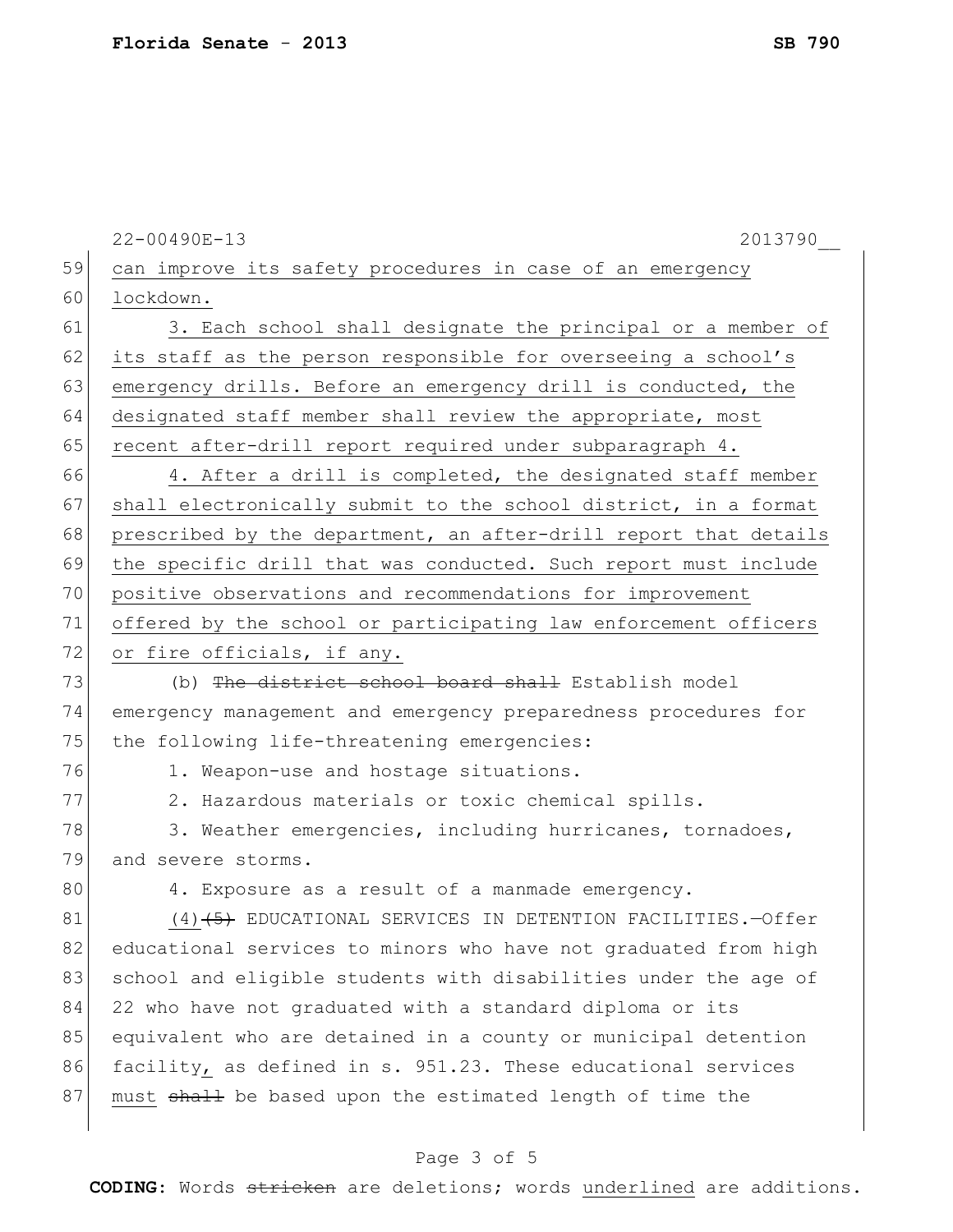22-00490E-13 2013790__

59 can improve its safety procedures in case of an emergency
60 lockdown.
61 3. Each school shall designate the principal or a member of
62 its staff as the person responsible for overseeing a school's
63 emergency drills. Before an emergency drill is conducted, the
64 designated staff member shall review the appropriate, most
65 recent after-drill report required under subparagraph 4.
66 4. After a drill is completed, the designated staff member
67 shall electronically submit to the school district, in a format
68 prescribed by the department, an after-drill report that details
69 the specific drill that was conducted. Such report must include
70 positive observations and recommendations for improvement
71 offered by the school or participating law enforcement officers
72 or fire officials, if any.
73 (b) ~~The district school board shall~~ Establish model
74 emergency management and emergency preparedness procedures for
75 the following life-threatening emergencies:
76 1. Weapon-use and hostage situations.
77 2. Hazardous materials or toxic chemical spills.
78 3. Weather emergencies, including hurricanes, tornadoes,
79 and severe storms.
80 4. Exposure as a result of a manmade emergency.
81 (4)~~(5)~~ EDUCATIONAL SERVICES IN DETENTION FACILITIES.—Offer
82 educational services to minors who have not graduated from high
83 school and eligible students with disabilities under the age of
84 22 who have not graduated with a standard diploma or its
85 equivalent who are detained in a county or municipal detention
86 facility, as defined in s. 951.23. These educational services
87 must ~~shall~~ be based upon the estimated length of time the

**CODING:** Words ~~stricken~~ are deletions; words underlined are additions.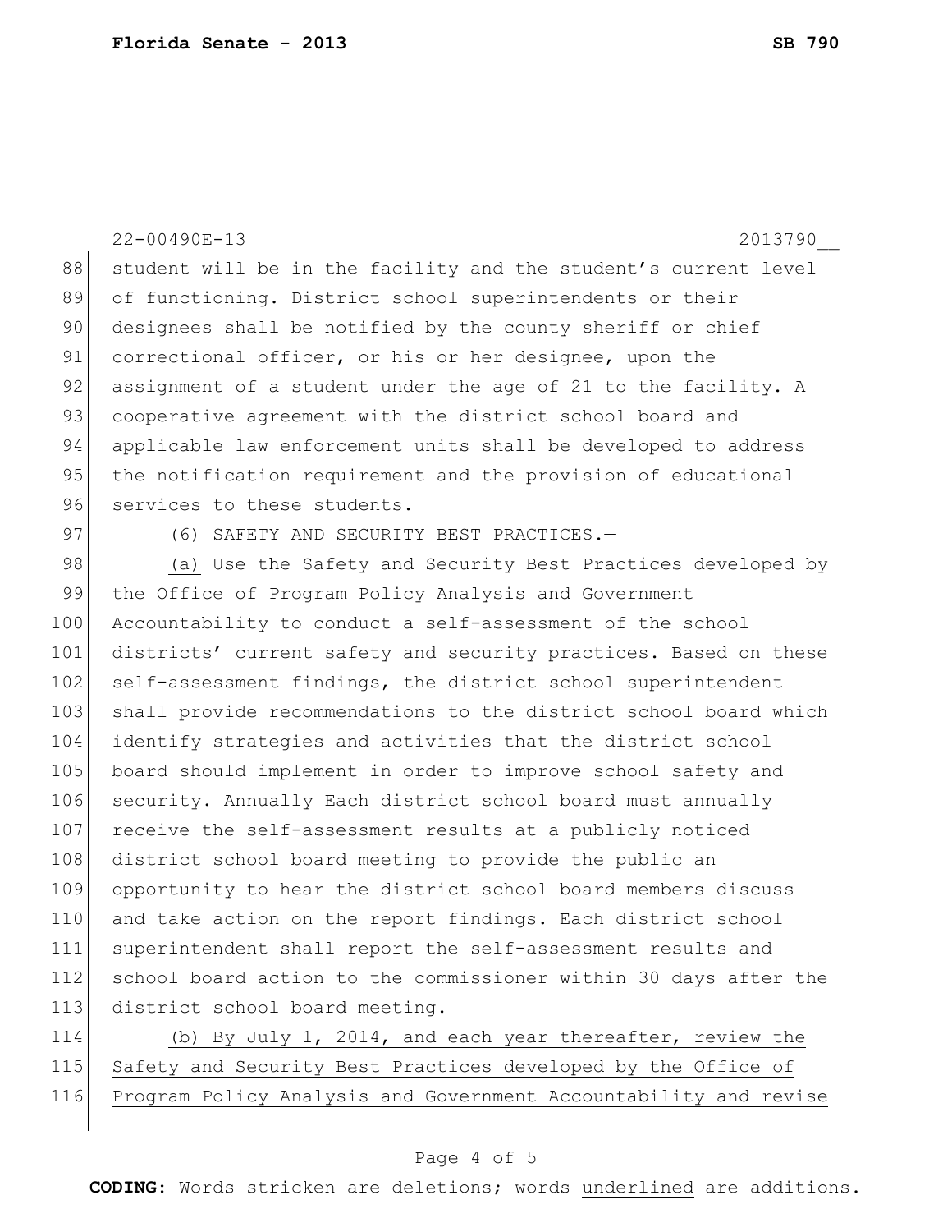student will be in the facility and the student's current level of functioning. District school superintendents or their designees shall be notified by the county sheriff or chief correctional officer, or his or her designee, upon the assignment of a student under the age of 21 to the facility. A cooperative agreement with the district school board and applicable law enforcement units shall be developed to address the notification requirement and the provision of educational services to these students.

(6) SAFETY AND SECURITY BEST PRACTICES.—

<u>(a)</u> Use the Safety and Security Best Practices developed by the Office of Program Policy Analysis and Government Accountability to conduct a self-assessment of the school districts' current safety and security practices. Based on these self-assessment findings, the district school superintendent shall provide recommendations to the district school board which identify strategies and activities that the district school board should implement in order to improve school safety and security. ~~Annually~~ Each district school board must <u>annually</u> receive the self-assessment results at a publicly noticed district school board meeting to provide the public an opportunity to hear the district school board members discuss and take action on the report findings. Each district school superintendent shall report the self-assessment results and school board action to the commissioner within 30 days after the district school board meeting.

<u>(b) By July 1, 2014, and each year thereafter, review the Safety and Security Best Practices developed by the Office of Program Policy Analysis and Government Accountability and revise</u>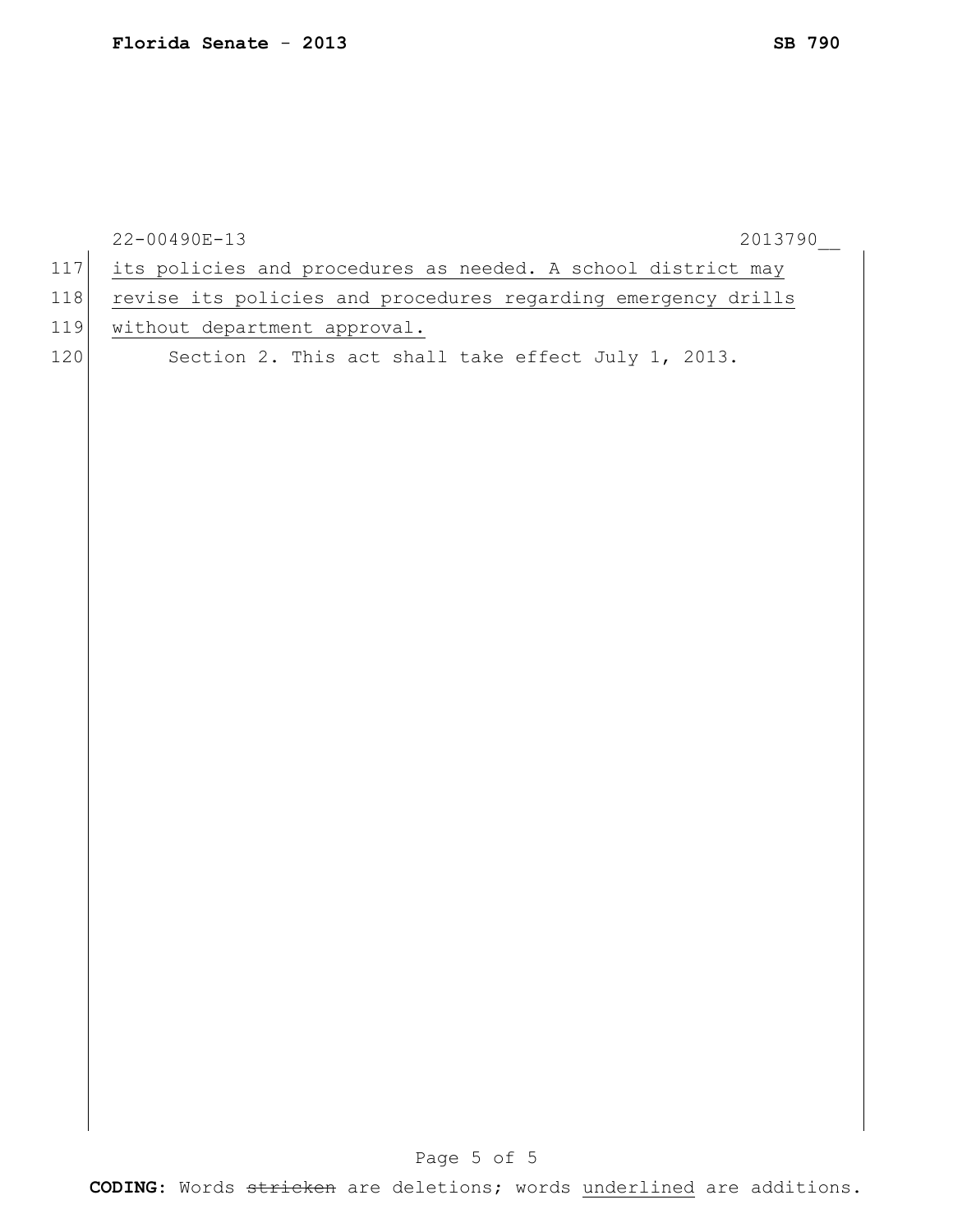117 its policies and procedures as needed. A school district may
118 revise its policies and procedures regarding emergency drills
119 without department approval.

120 Section 2. This act shall take effect July 1, 2013.